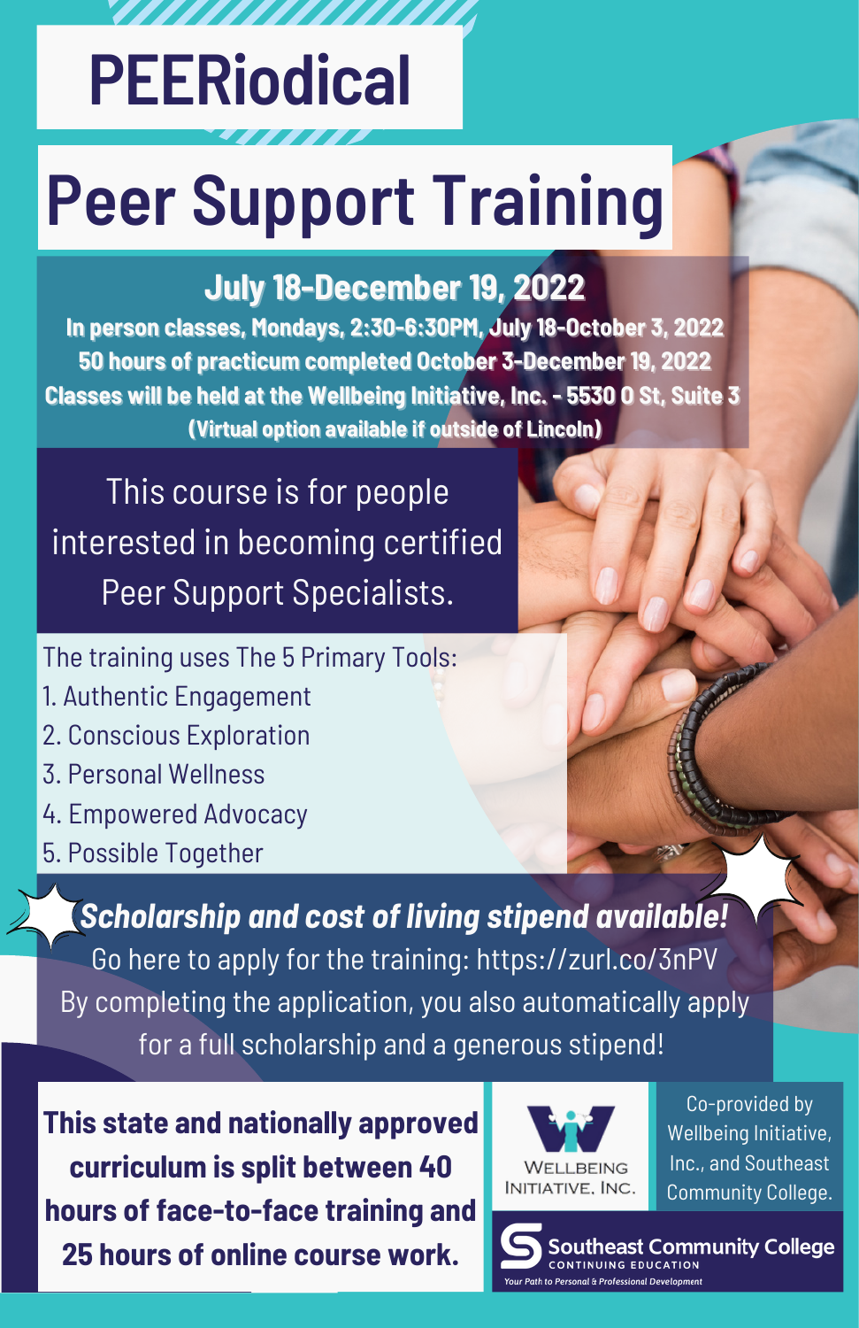# PEERiodical

# Peer Support Training

## July 18-December 19, 2022

**In person classes, Mondays, 2:30-6:30PM, July 18-October 3, 2022**
**50 hours of practicum completed October 3-December 19, 2022**
**Classes will be held at the Wellbeing Initiative, Inc. - 5530 O St, Suite 3**
**(Virtual option available if outside of Lincoln)**

This course is for people interested in becoming certified Peer Support Specialists.

The training uses The 5 Primary Tools:

1. Authentic Engagement
2. Conscious Exploration
3. Personal Wellness
4. Empowered Advocacy
5. Possible Together

***Scholarship and cost of living stipend available!***

Go here to apply for the training: https://zurl.co/3nPV

By completing the application, you also automatically apply for a full scholarship and a generous stipend!

**This state and nationally approved curriculum is split between 40 hours of face-to-face training and 25 hours of online course work.**

Wellbeing Initiative, Inc.

Co-provided by Wellbeing Initiative, Inc., and Southeast Community College.

Southeast Community College
CONTINUING EDUCATION
*Your Path to Personal & Professional Development*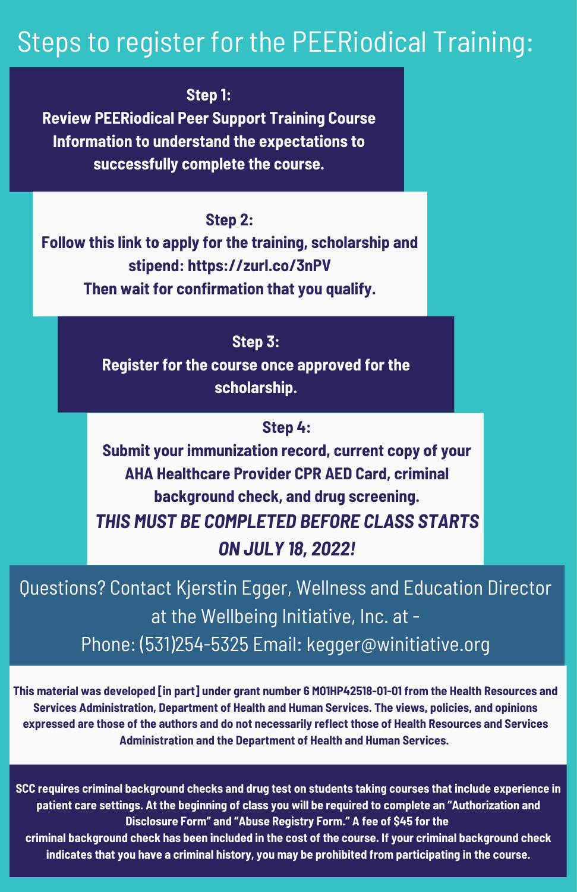# Steps to register for the PEERiodical Training:

**Step 1:**
**Review PEERiodical Peer Support Training Course Information to understand the expectations to successfully complete the course.**

**Step 2:**
**Follow this link to apply for the training, scholarship and stipend: https://zurl.co/3nPV**
**Then wait for confirmation that you qualify.**

**Step 3:**
**Register for the course once approved for the scholarship.**

**Step 4:**
**Submit your immunization record, current copy of your AHA Healthcare Provider CPR AED Card, criminal background check, and drug screening.**
***THIS MUST BE COMPLETED BEFORE CLASS STARTS ON JULY 18, 2022!***

Questions? Contact Kjerstin Egger, Wellness and Education Director at the Wellbeing Initiative, Inc. at -
Phone: (531)254-5325 Email: kegger@winitiative.org

**This material was developed [in part] under grant number 6 M01HP42518-01-01 from the Health Resources and Services Administration, Department of Health and Human Services. The views, policies, and opinions expressed are those of the authors and do not necessarily reflect those of Health Resources and Services Administration and the Department of Health and Human Services.**

**SCC requires criminal background checks and drug test on students taking courses that include experience in patient care settings. At the beginning of class you will be required to complete an "Authorization and Disclosure Form" and "Abuse Registry Form." A fee of $45 for the criminal background check has been included in the cost of the course. If your criminal background check indicates that you have a criminal history, you may be prohibited from participating in the course.**